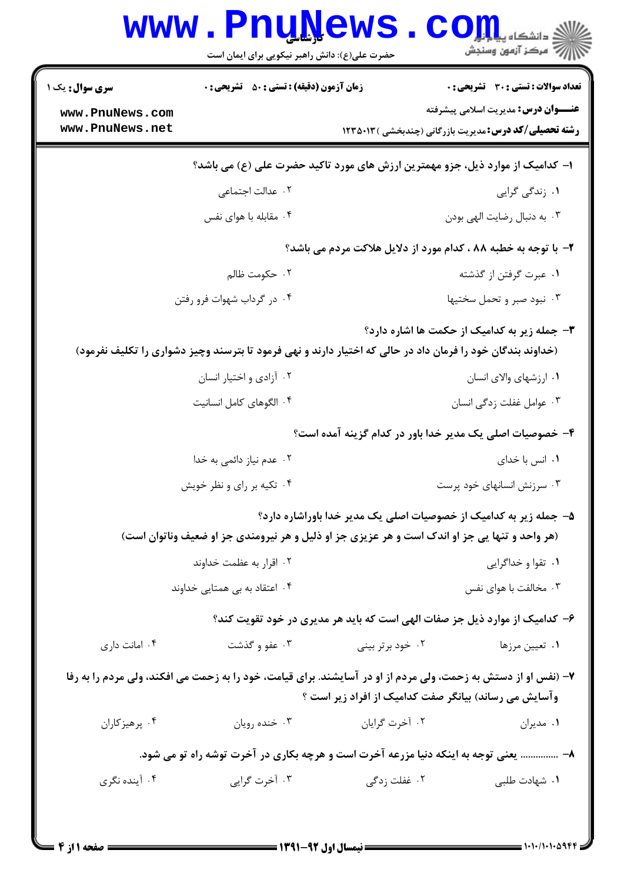**سری سوال:** یک ۱

**زمان آزمون (دقیقه) : تستی : ۵۰ تشریحی : ۰**

**تعداد سوالات : تستی : ۳۰ تشریحی : ۰**

**عنـــوان درس:** مدیریت اسلامی پیشرفته

**رشته تحصیلی/کد درس:** مدیریت بازرگانی (چندبخشی )۱۲۳۵۰۱۳

۱- کدامیک از موارد ذیل، جزو مهمترین ارزش های مورد تاکید حضرت علی (ع) می باشد؟

۱. زندگی گرایی
۲. عدالت اجتماعی
۳. به دنبال رضایت الهی بودن
۴. مقابله با هوای نفس

۲- با توجه به خطبه ۸۸ ، کدام مورد از دلایل هلاکت مردم می باشد؟

۱. عبرت گرفتن از گذشته
۲. حکومت ظالم
۳. نبود صبر و تحمل سختیها
۴. در گرداب شهوات فرو رفتن

۳- جمله زیر به کدامیک از حکمت ها اشاره دارد؟

(خداوند بندگان خود را فرمان داد در حالی که اختیار دارند و نهی فرمود تا بترسند وچیز دشواری را تکلیف نفرمود)

۱. ارزشهای والای انسان
۲. آزادی و اختیار انسان
۳. عوامل غفلت زدگی انسان
۴. الگوهای کامل انسانیت

۴- خصوصیات اصلی یک مدیر خدا باور در کدام گزینه آمده است؟

۱. انس با خدای
۲. عدم نیاز دائمی به خدا
۳. سرزنش انسانهای خود پرست
۴. تکیه بر رای و نظر خویش

۵- جمله زیر به کدامیک از خصوصیات اصلی یک مدیر خدا باوراشاره دارد؟

(هر واحد و تنها یی جز او اندک است و هر عزیزی جز او ذلیل و هر نیرومندی جز او ضعیف وناتوان است)

۱. تقوا و خداگرایی
۲. اقرار به عظمت خداوند
۳. مخالفت با هوای نفس
۴. اعتقاد به بی همتایی خداوند

۶- کدامیک از موارد ذیل جز صفات الهی است که باید هر مدیری در خود تقویت کند؟

۱. تعیین مرزها
۲. خود برتر بینی
۳. عفو و گذشت
۴. امانت داری

۷- (نفس او از دستش به زحمت، ولی مردم از او در آسایشند. برای قیامت، خود را به زحمت می افکند، ولی مردم را به رفا وآسایش می رساند) بیانگر صفت کدامیک از افراد زیر است ؟

۱. مدیران
۲. آخرت گرایان
۳. خنده رویان
۴. پرهیزکاران

۸- .............. یعنی توجه به اینکه دنیا مزرعه آخرت است و هرچه بکاری در آخرت توشه راه تو می شود.

۱. شهادت طلبی
۲. غفلت زدگی
۳. آخرت گرایی
۴. آینده نگری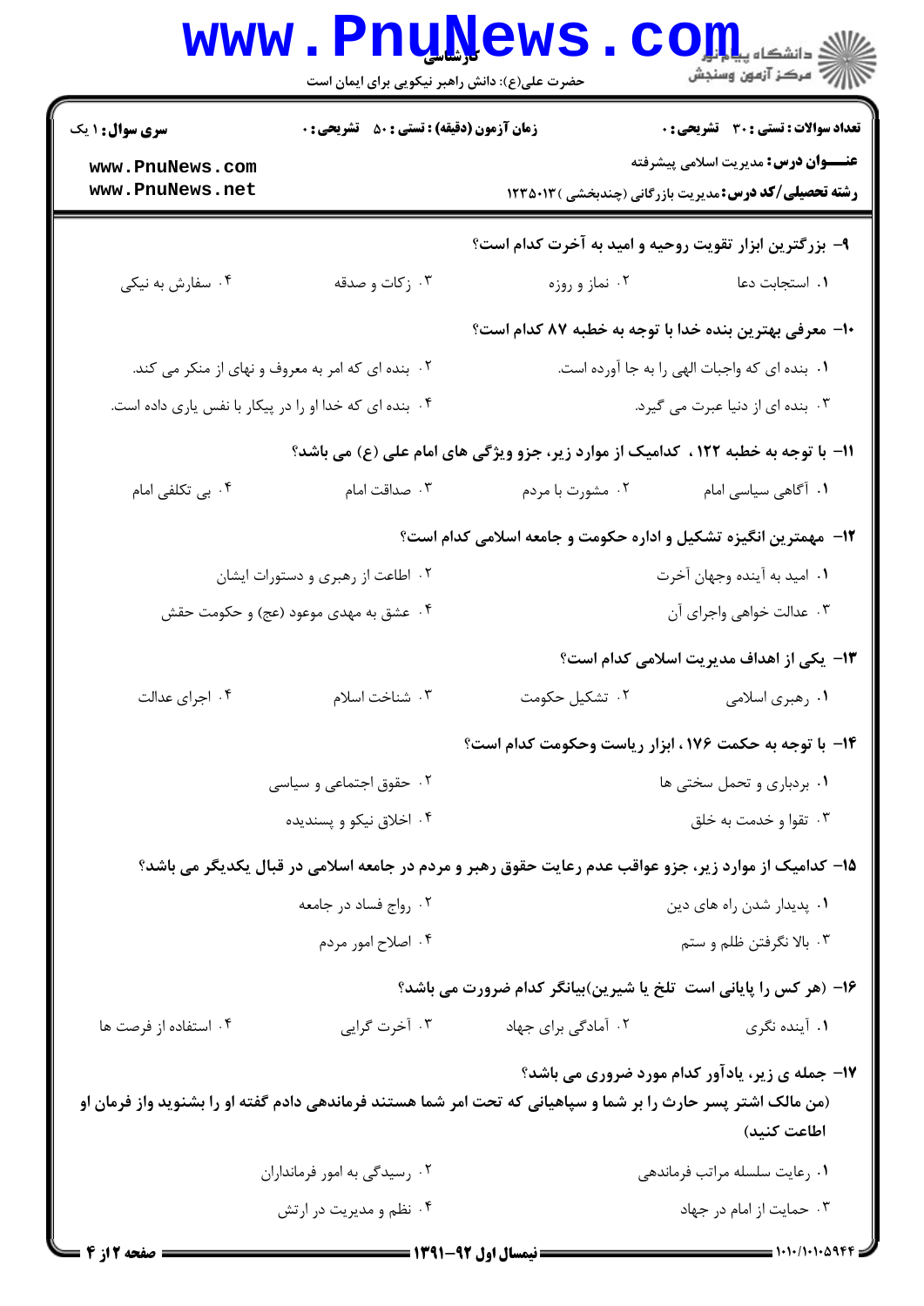**سری سوال:** ۱ یک | **زمان آزمون (دقیقه) : تستی :** ۵۰ **تشریحی :** ۰ | **تعداد سوالات : تستی :** ۳۰ **تشریحی :** ۰

**عنـــوان درس:** مدیریت اسلامی پیشرفته

**رشته تحصیلی/کد درس:** مدیریت بازرگانی (چندبخشی ) ۱۲۳۵۰۱۳

۹- بزرگترین ابزار تقویت روحیه و امید به آخرت کدام است؟

۱. استجابت دعا
۲. نماز و روزه
۳. زکات و صدقه
۴. سفارش به نیکی

۱۰- معرفی بهترین بنده خدا با توجه به خطبه ۸۷ کدام است؟

۱. بنده ای که واجبات الهی را به جا آورده است.
۲. بنده ای که امر به معروف و نهای از منکر می کند.
۳. بنده ای از دنیا عبرت می گیرد.
۴. بنده ای که خدا او را در پیکار با نفس یاری داده است.

۱۱- با توجه به خطبه ۱۲۲ ، کدامیک از موارد زیر، جزو ویژگی های امام علی (ع) می باشد؟

۱. آگاهی سیاسی امام
۲. مشورت با مردم
۳. صداقت امام
۴. بی تکلفی امام

۱۲- مهمترین انگیزه تشکیل و اداره حکومت و جامعه اسلامی کدام است؟

۱. امید به آینده وجهان آخرت
۲. اطاعت از رهبری و دستورات ایشان
۳. عدالت خواهی واجرای آن
۴. عشق به مهدی موعود (عج) و حکومت حقش

۱۳- یکی از اهداف مدیریت اسلامی کدام است؟

۱. رهبری اسلامی
۲. تشکیل حکومت
۳. شناخت اسلام
۴. اجرای عدالت

۱۴- با توجه به حکمت ۱۷۶ ، ابزار ریاست وحکومت کدام است؟

۱. بردباری و تحمل سختی ها
۲. حقوق اجتماعی و سیاسی
۳. تقوا و خدمت به خلق
۴. اخلاق نیکو و پسندیده

۱۵- کدامیک از موارد زیر، جزو عواقب عدم رعایت حقوق رهبر و مردم در جامعه اسلامی در قبال یکدیگر می باشد؟

۱. پدیدار شدن راه های دین
۲. رواج فساد در جامعه
۳. بالا نگرفتن ظلم و ستم
۴. اصلاح امور مردم

۱۶- (هر کس را پایانی است تلخ یا شیرین)بیانگر کدام ضرورت می باشد؟

۱. آینده نگری
۲. آمادگی برای جهاد
۳. آخرت گرایی
۴. استفاده از فرصت ها

۱۷- جمله ی زیر، یادآور کدام مورد ضروری می باشد؟

(من مالک اشتر پسر حارث را بر شما و سپاهیانی که تحت امر شما هستند فرماندهی دادم گفته او را بشنوید واز فرمان او اطاعت کنید)

۱. رعایت سلسله مراتب فرماندهی
۲. رسیدگی به امور فرمانداران
۳. حمایت از امام در جهاد
۴. نظم و مدیریت در ارتش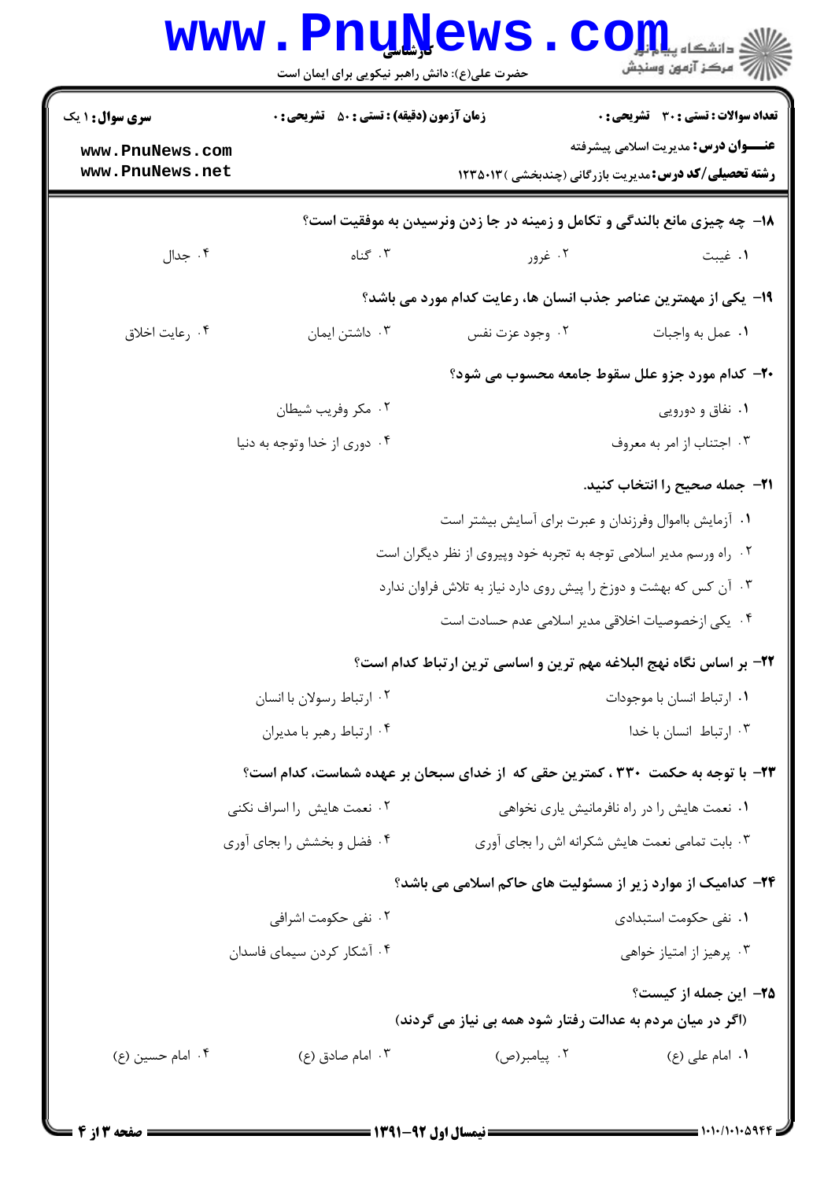**سری سوال:** ۱ یک | **زمان آزمون (دقیقه) : تستی :** ۵۰ **تشریحی :** ۰ | **تعداد سوالات : تستی :** ۳۰ **تشریحی :** ۰

**عنـــوان درس:** مدیریت اسلامی پیشرفته

**رشته تحصیلی/کد درس:** مدیریت بازرگانی (چندبخشی )۱۲۳۵۰۱۳

**۱۸- چه چیزی مانع بالندگی و تکامل و زمینه در جا زدن ونرسیدن به موفقیت است؟**

۱. غیبت
۲. غرور
۳. گناه
۴. جدال

**۱۹- یکی از مهمترین عناصر جذب انسان ها، رعایت کدام مورد می باشد؟**

۱. عمل به واجبات
۲. وجود عزت نفس
۳. داشتن ایمان
۴. رعایت اخلاق

**۲۰- کدام مورد جزو علل سقوط جامعه محسوب می شود؟**

۱. نفاق و دورویی
۲. مکر وفریب شیطان
۳. اجتناب از امر به معروف
۴. دوری از خدا وتوجه به دنیا

**۲۱- جمله صحیح را انتخاب کنید.**

۱. آزمایش بااموال وفرزندان و عبرت برای آسایش بیشتر است
۲. راه ورسم مدیر اسلامی توجه به تجربه خود وپیروی از نظر دیگران است
۳. آن کس که بهشت و دوزخ را پیش روی دارد نیاز به تلاش فراوان ندارد
۴. یکی ازخصوصیات اخلاقی مدیر اسلامی عدم حسادت است

**۲۲- بر اساس نگاه نهج البلاغه مهم ترین و اساسی ترین ارتباط کدام است؟**

۱. ارتباط انسان با موجودات
۲. ارتباط رسولان با انسان
۳. ارتباط انسان با خدا
۴. ارتباط رهبر با مدیران

**۲۳- با توجه به حکمت ۳۳۰ ، کمترین حقی که از خدای سبحان بر عهده شماست، کدام است؟**

۱. نعمت هایش را در راه نافرمانیش یاری نخواهی
۲. نعمت هایش را اسراف نکنی
۳. بابت تمامی نعمت هایش شکرانه اش را بجای آوری
۴. فضل و بخشش را بجای آوری

**۲۴- کدامیک از موارد زیر از مسئولیت های حاکم اسلامی می باشد؟**

۱. نفی حکومت استبدادی
۲. نفی حکومت اشرافی
۳. پرهیز از امتیاز خواهی
۴. آشکار کردن سیمای فاسدان

**۲۵- این جمله از کیست؟**

**(اگر در میان مردم به عدالت رفتار شود همه بی نیاز می گردند)**

۱. امام علی (ع)
۲. پیامبر(ص)
۳. امام صادق (ع)
۴. امام حسین (ع)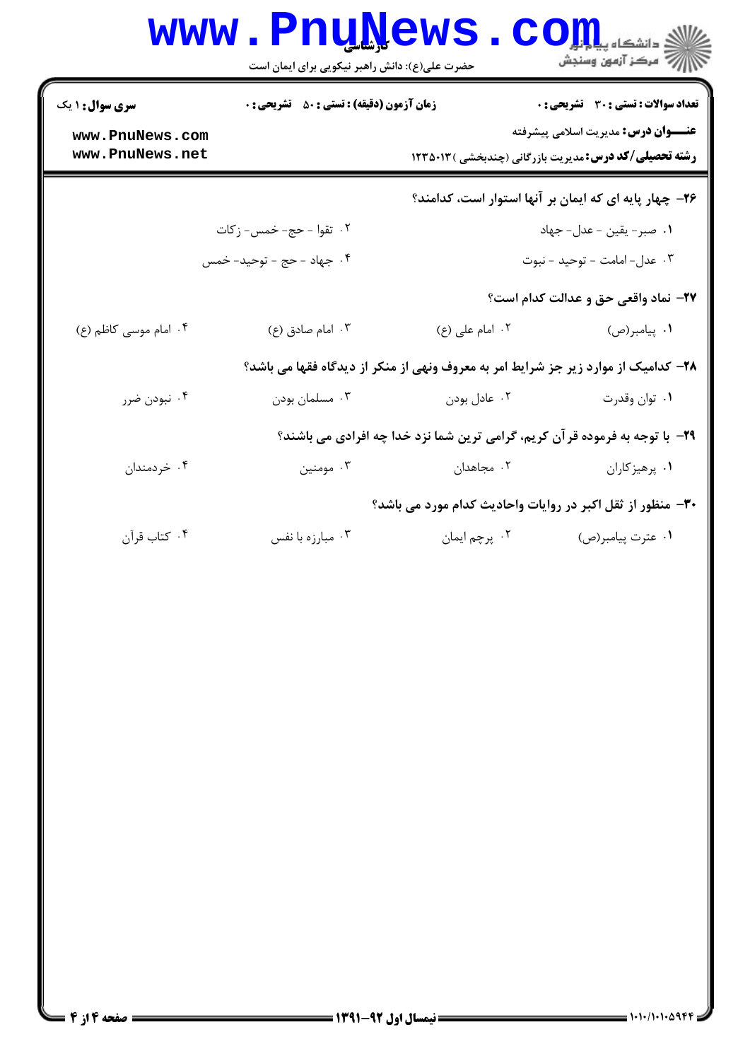**۲۶- چهار پایه ای که ایمان بر آنها استوار است، کدامند؟**

۱. صبر- یقین - عدل- جهاد

۲. تقوا - حج- خمس- زکات

۳. عدل- امامت - توحید - نبوت

۴. جهاد - حج - توحید- خمس

**۲۷- نماد واقعی حق و عدالت کدام است؟**

۱. پیامبر(ص)

۲. امام علی (ع)

۳. امام صادق (ع)

۴. امام موسی کاظم (ع)

**۲۸- کدامیک از موارد زیر جز شرایط امر به معروف ونهی از منکر از دیدگاه فقها می باشد؟**

۱. توان وقدرت

۲. عادل بودن

۳. مسلمان بودن

۴. نبودن ضرر

**۲۹- با توجه به فرموده قرآن کریم، گرامی ترین شما نزد خدا چه افرادی می باشند؟**

۱. پرهیزکاران

۲. مجاهدان

۳. مومنین

۴. خردمندان

**۳۰- منظور از ثقل اکبر در روایات واحادیث کدام مورد می باشد؟**

۱. عترت پیامبر(ص)

۲. پرچم ایمان

۳. مبارزه با نفس

۴. کتاب قرآن